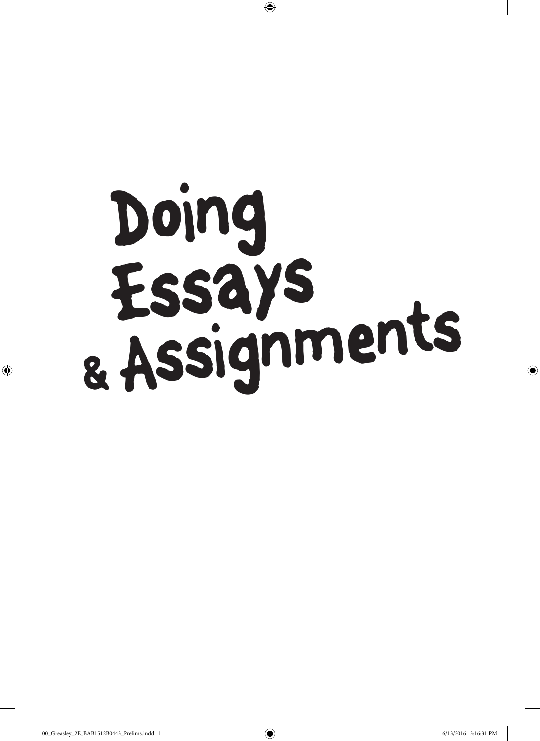# Doing Essays & Assignments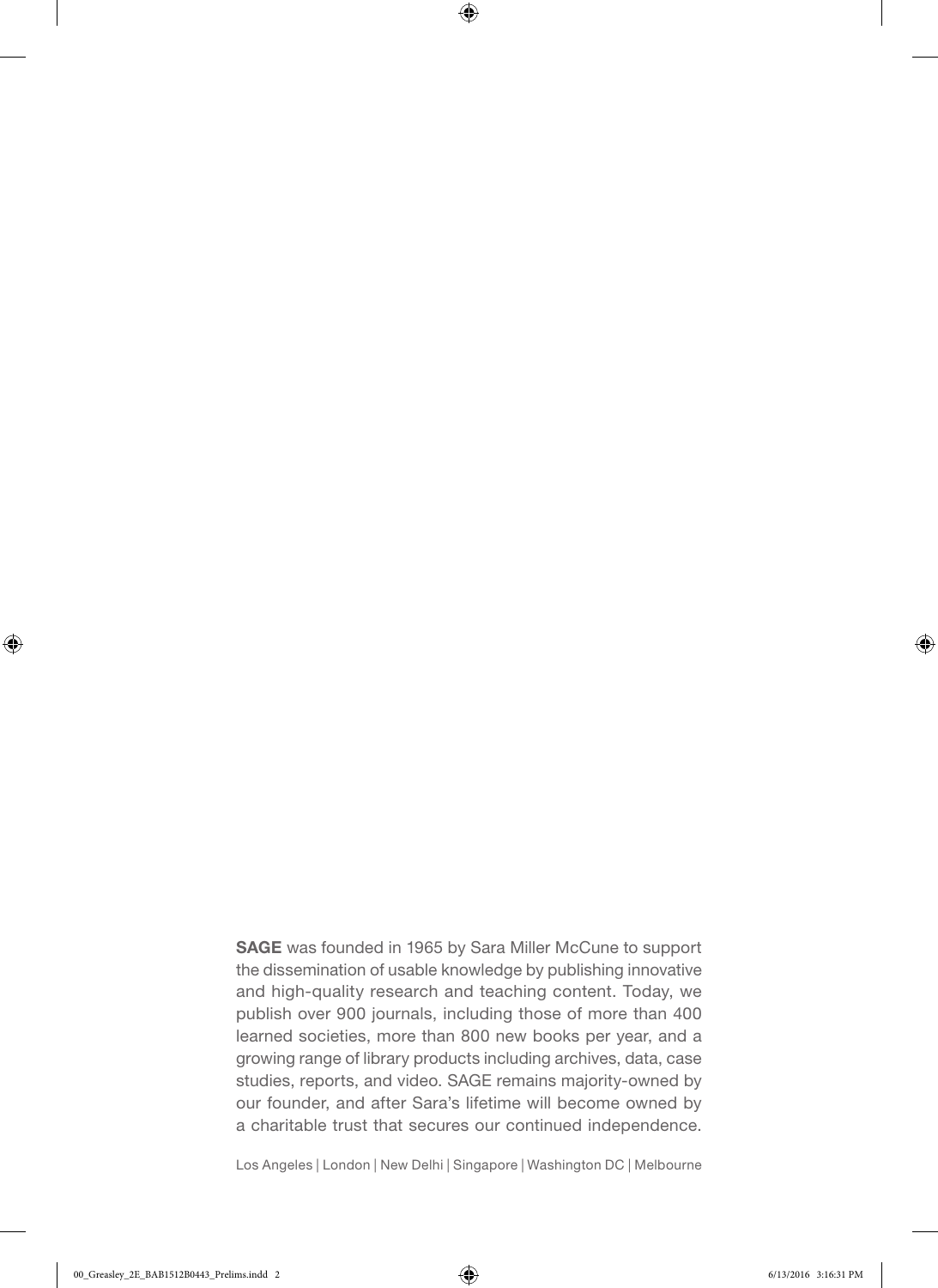**SAGE** was founded in 1965 by Sara Miller McCune to support the dissemination of usable knowledge by publishing innovative and high-quality research and teaching content. Today, we publish over 900 journals, including those of more than 400 learned societies, more than 800 new books per year, and a growing range of library products including archives, data, case studies, reports, and video. SAGE remains majority-owned by our founder, and after Sara's lifetime will become owned by a charitable trust that secures our continued independence.

Los Angeles | London | New Delhi | Singapore | Washington DC | Melbourne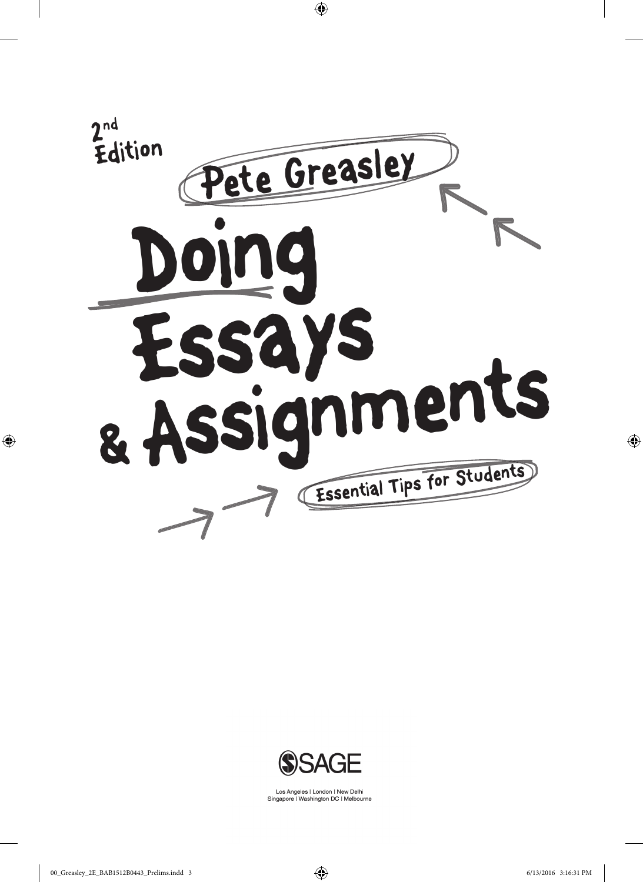2nd Edition

Pete Greasley

# Doing Essays & Assignments

Essential Tips for Students

SAGE

Los Angeles | London | New Delhi
Singapore | Washington DC | Melbourne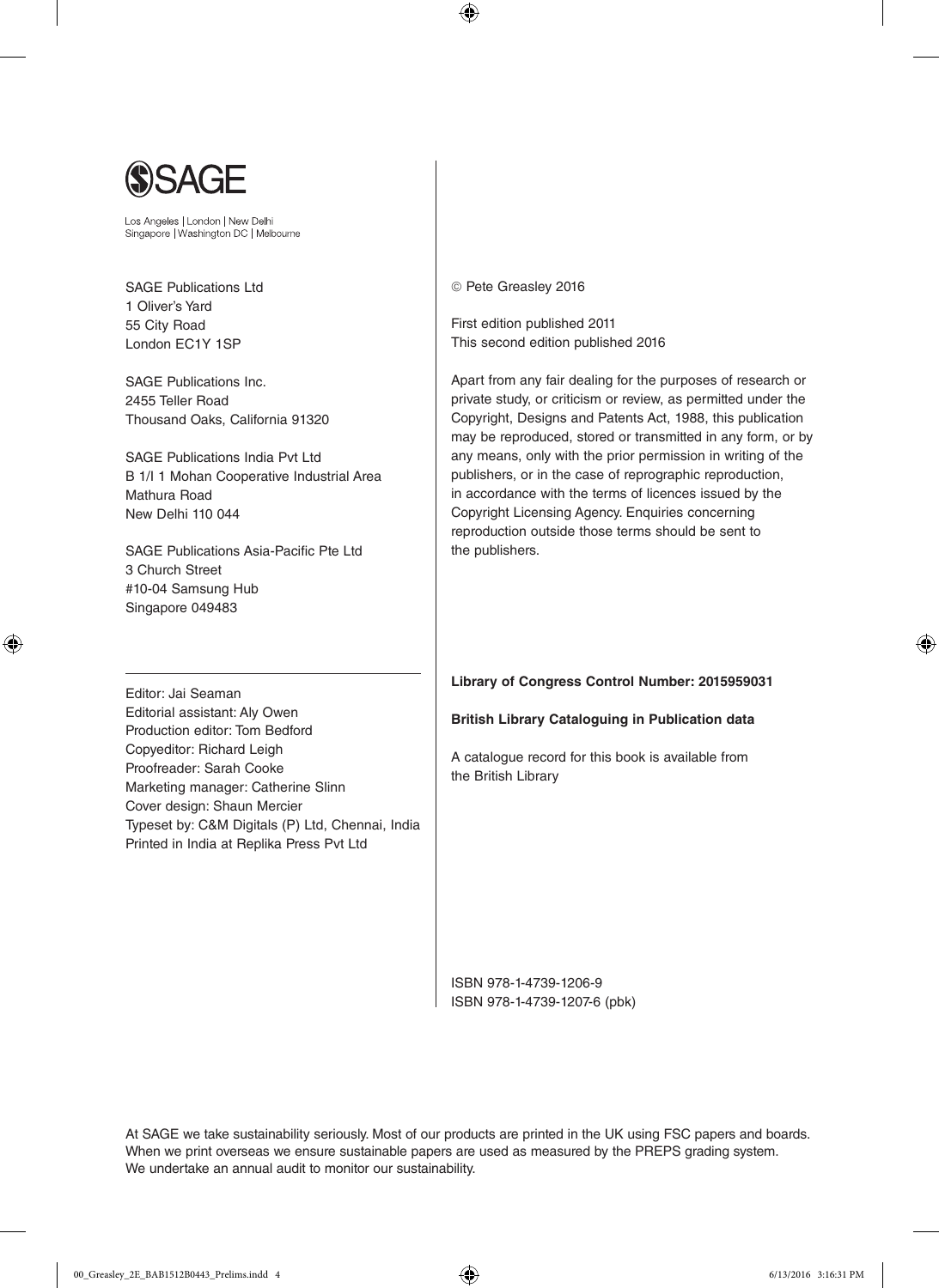SAGE

Los Angeles | London | New Delhi
Singapore | Washington DC | Melbourne

SAGE Publications Ltd
1 Oliver's Yard
55 City Road
London EC1Y 1SP

SAGE Publications Inc.
2455 Teller Road
Thousand Oaks, California 91320

SAGE Publications India Pvt Ltd
B 1/I 1 Mohan Cooperative Industrial Area
Mathura Road
New Delhi 110 044

SAGE Publications Asia-Pacific Pte Ltd
3 Church Street
#10-04 Samsung Hub
Singapore 049483

Editor: Jai Seaman
Editorial assistant: Aly Owen
Production editor: Tom Bedford
Copyeditor: Richard Leigh
Proofreader: Sarah Cooke
Marketing manager: Catherine Slinn
Cover design: Shaun Mercier
Typeset by: C&M Digitals (P) Ltd, Chennai, India
Printed in India at Replika Press Pvt Ltd

© Pete Greasley 2016

First edition published 2011
This second edition published 2016

Apart from any fair dealing for the purposes of research or private study, or criticism or review, as permitted under the Copyright, Designs and Patents Act, 1988, this publication may be reproduced, stored or transmitted in any form, or by any means, only with the prior permission in writing of the publishers, or in the case of reprographic reproduction, in accordance with the terms of licences issued by the Copyright Licensing Agency. Enquiries concerning reproduction outside those terms should be sent to the publishers.

**Library of Congress Control Number: 2015959031**

**British Library Cataloguing in Publication data**

A catalogue record for this book is available from the British Library

ISBN 978-1-4739-1206-9
ISBN 978-1-4739-1207-6 (pbk)

At SAGE we take sustainability seriously. Most of our products are printed in the UK using FSC papers and boards. When we print overseas we ensure sustainable papers are used as measured by the PREPS grading system. We undertake an annual audit to monitor our sustainability.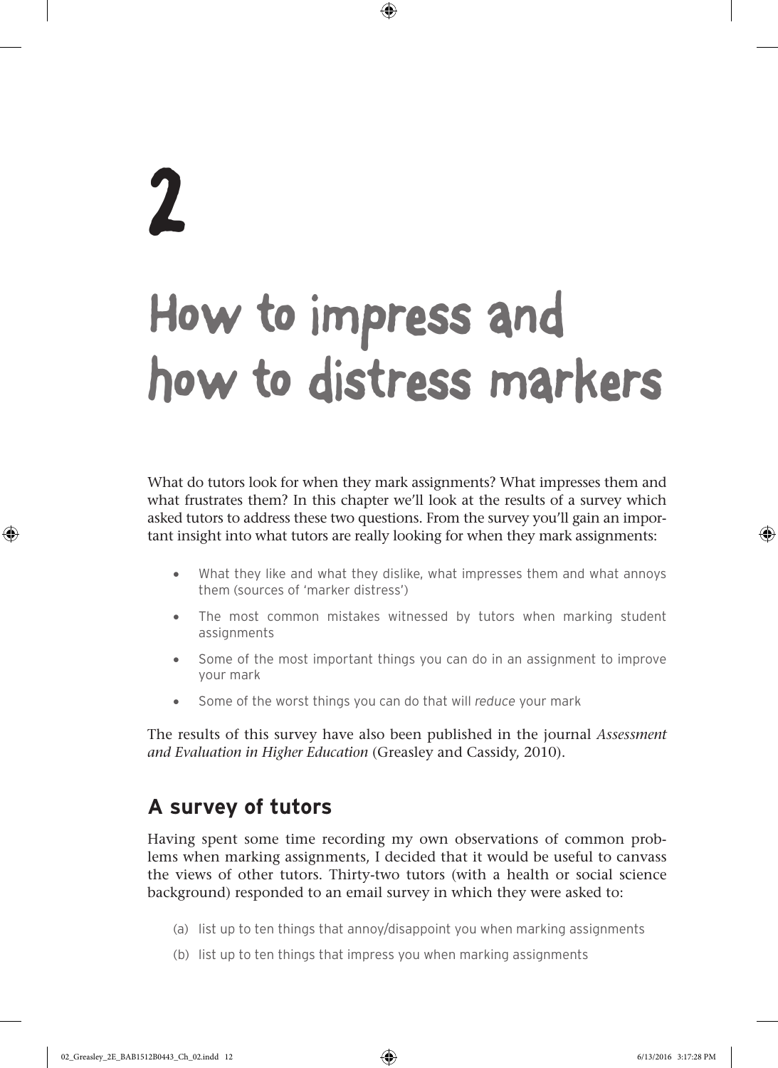# 2

# How to impress and how to distress markers

What do tutors look for when they mark assignments? What impresses them and what frustrates them? In this chapter we'll look at the results of a survey which asked tutors to address these two questions. From the survey you'll gain an important insight into what tutors are really looking for when they mark assignments:

- What they like and what they dislike, what impresses them and what annoys them (sources of 'marker distress')
- The most common mistakes witnessed by tutors when marking student assignments
- Some of the most important things you can do in an assignment to improve your mark
- Some of the worst things you can do that will *reduce* your mark

The results of this survey have also been published in the journal *Assessment and Evaluation in Higher Education* (Greasley and Cassidy, 2010).

## A survey of tutors

Having spent some time recording my own observations of common problems when marking assignments, I decided that it would be useful to canvass the views of other tutors. Thirty-two tutors (with a health or social science background) responded to an email survey in which they were asked to:

(a) list up to ten things that annoy/disappoint you when marking assignments

(b) list up to ten things that impress you when marking assignments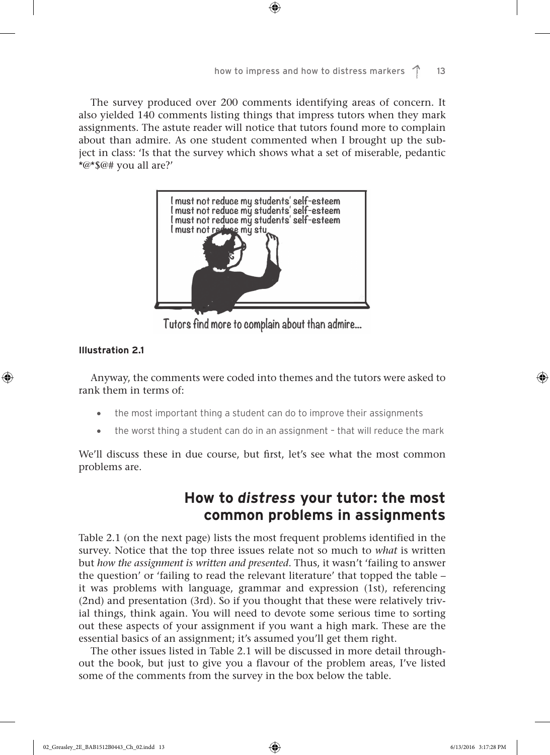The survey produced over 200 comments identifying areas of concern. It also yielded 140 comments listing things that impress tutors when they mark assignments. The astute reader will notice that tutors found more to complain about than admire. As one student commented when I brought up the subject in class: 'Is that the survey which shows what a set of miserable, pedantic *@*$@# you all are?'

Tutors find more to complain about than admire...

**Illustration 2.1**

Anyway, the comments were coded into themes and the tutors were asked to rank them in terms of:

- the most important thing a student can do to improve their assignments
- the worst thing a student can do in an assignment – that will reduce the mark

We'll discuss these in due course, but first, let's see what the most common problems are.

## How to *distress* your tutor: the most common problems in assignments

Table 2.1 (on the next page) lists the most frequent problems identified in the survey. Notice that the top three issues relate not so much to *what* is written but *how the assignment is written and presented*. Thus, it wasn't 'failing to answer the question' or 'failing to read the relevant literature' that topped the table – it was problems with language, grammar and expression (1st), referencing (2nd) and presentation (3rd). So if you thought that these were relatively trivial things, think again. You will need to devote some serious time to sorting out these aspects of your assignment if you want a high mark. These are the essential basics of an assignment; it's assumed you'll get them right.

The other issues listed in Table 2.1 will be discussed in more detail throughout the book, but just to give you a flavour of the problem areas, I've listed some of the comments from the survey in the box below the table.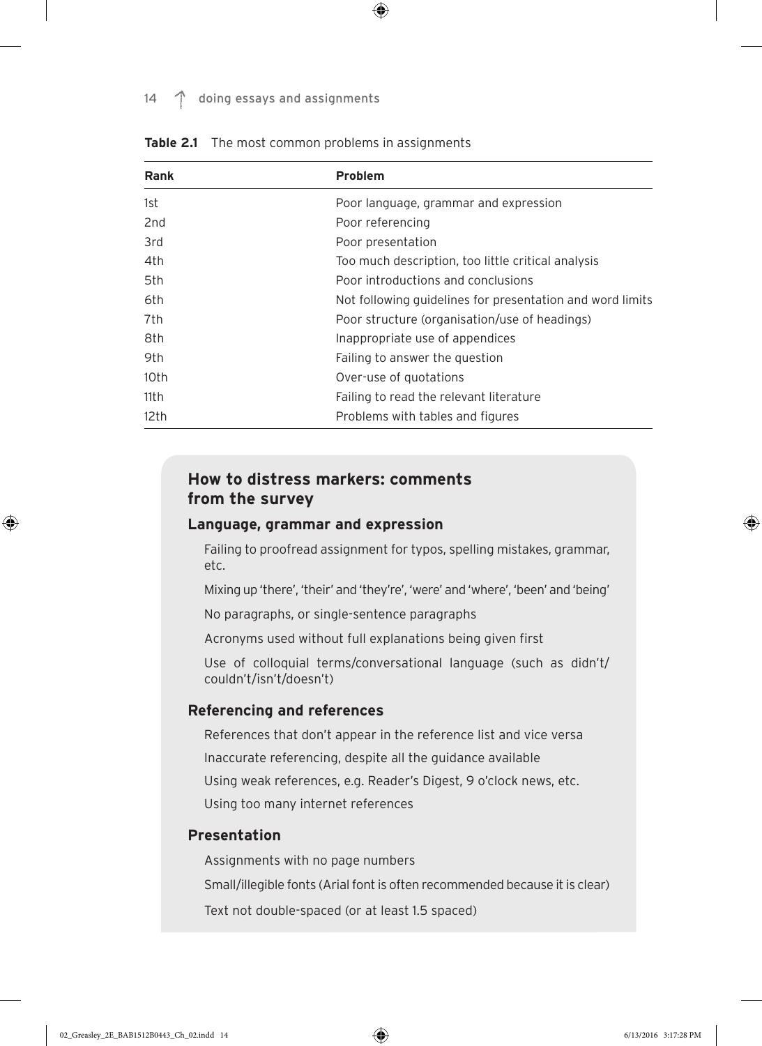**Table 2.1** The most common problems in assignments

| Rank | Problem |
|---|---|
| 1st | Poor language, grammar and expression |
| 2nd | Poor referencing |
| 3rd | Poor presentation |
| 4th | Too much description, too little critical analysis |
| 5th | Poor introductions and conclusions |
| 6th | Not following guidelines for presentation and word limits |
| 7th | Poor structure (organisation/use of headings) |
| 8th | Inappropriate use of appendices |
| 9th | Failing to answer the question |
| 10th | Over-use of quotations |
| 11th | Failing to read the relevant literature |
| 12th | Problems with tables and figures |

## How to distress markers: comments from the survey

### Language, grammar and expression

Failing to proofread assignment for typos, spelling mistakes, grammar, etc.

Mixing up 'there', 'their' and 'they're', 'were' and 'where', 'been' and 'being'

No paragraphs, or single-sentence paragraphs

Acronyms used without full explanations being given first

Use of colloquial terms/conversational language (such as didn't/couldn't/isn't/doesn't)

### Referencing and references

References that don't appear in the reference list and vice versa

Inaccurate referencing, despite all the guidance available

Using weak references, e.g. Reader's Digest, 9 o'clock news, etc.

Using too many internet references

### Presentation

Assignments with no page numbers

Small/illegible fonts (Arial font is often recommended because it is clear)

Text not double-spaced (or at least 1.5 spaced)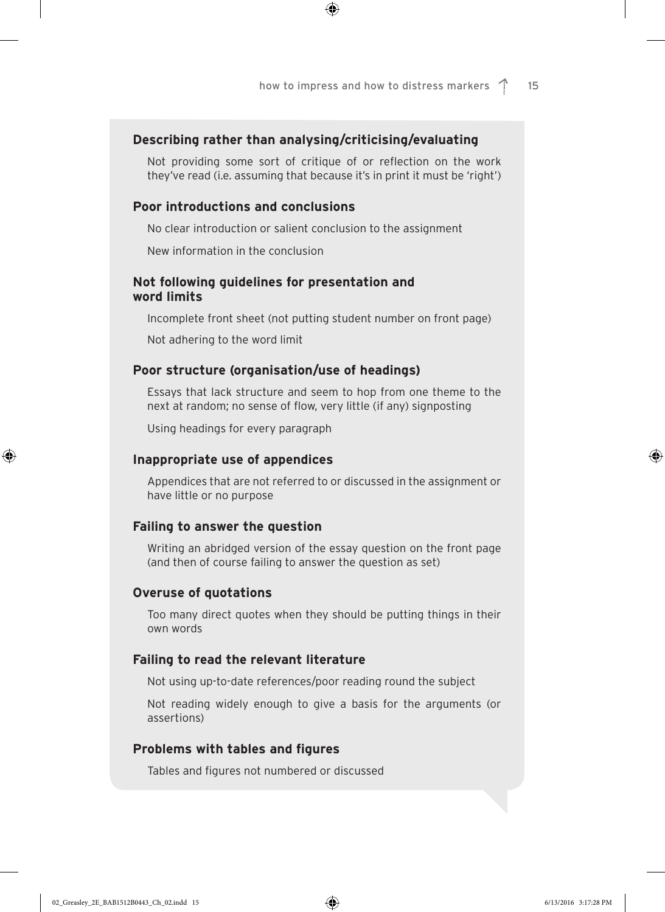### Describing rather than analysing/criticising/evaluating

Not providing some sort of critique of or reflection on the work they've read (i.e. assuming that because it's in print it must be 'right')

### Poor introductions and conclusions

No clear introduction or salient conclusion to the assignment

New information in the conclusion

### Not following guidelines for presentation and word limits

Incomplete front sheet (not putting student number on front page)

Not adhering to the word limit

### Poor structure (organisation/use of headings)

Essays that lack structure and seem to hop from one theme to the next at random; no sense of flow, very little (if any) signposting

Using headings for every paragraph

### Inappropriate use of appendices

Appendices that are not referred to or discussed in the assignment or have little or no purpose

### Failing to answer the question

Writing an abridged version of the essay question on the front page (and then of course failing to answer the question as set)

### Overuse of quotations

Too many direct quotes when they should be putting things in their own words

### Failing to read the relevant literature

Not using up-to-date references/poor reading round the subject

Not reading widely enough to give a basis for the arguments (or assertions)

### Problems with tables and figures

Tables and figures not numbered or discussed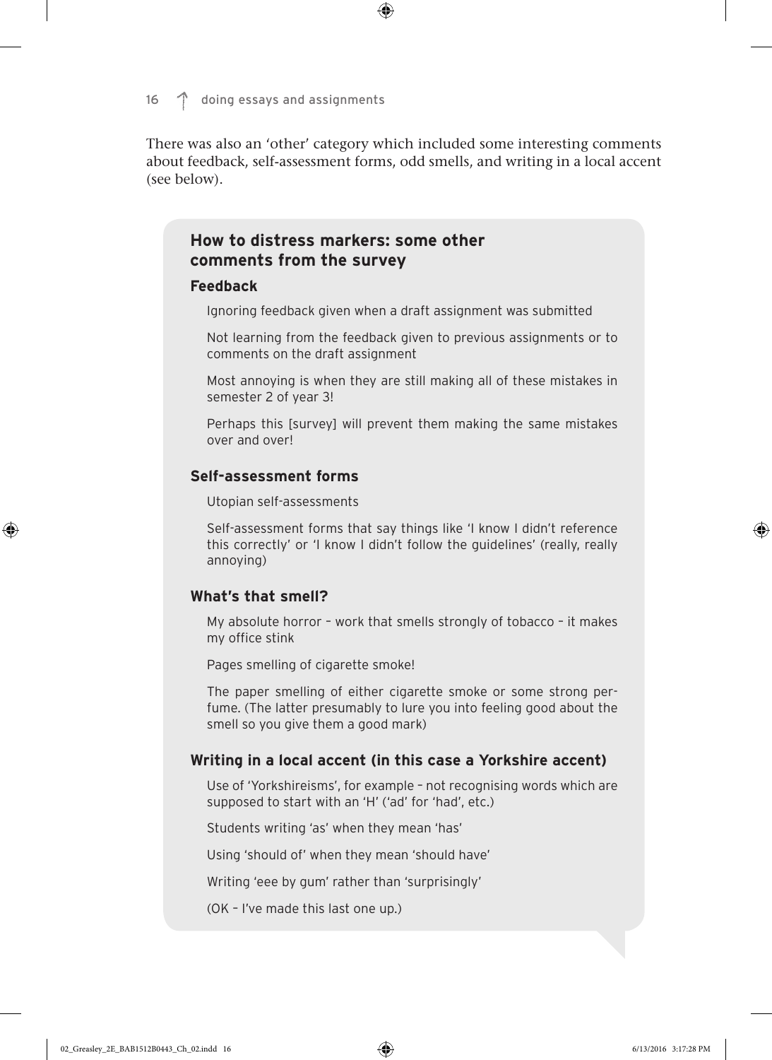There was also an 'other' category which included some interesting comments about feedback, self-assessment forms, odd smells, and writing in a local accent (see below).

## How to distress markers: some other comments from the survey

### Feedback

Ignoring feedback given when a draft assignment was submitted

Not learning from the feedback given to previous assignments or to comments on the draft assignment

Most annoying is when they are still making all of these mistakes in semester 2 of year 3!

Perhaps this [survey] will prevent them making the same mistakes over and over!

### Self-assessment forms

Utopian self-assessments

Self-assessment forms that say things like 'I know I didn't reference this correctly' or 'I know I didn't follow the guidelines' (really, really annoying)

### What's that smell?

My absolute horror – work that smells strongly of tobacco – it makes my office stink

Pages smelling of cigarette smoke!

The paper smelling of either cigarette smoke or some strong perfume. (The latter presumably to lure you into feeling good about the smell so you give them a good mark)

### Writing in a local accent (in this case a Yorkshire accent)

Use of 'Yorkshireisms', for example – not recognising words which are supposed to start with an 'H' ('ad' for 'had', etc.)

Students writing 'as' when they mean 'has'

Using 'should of' when they mean 'should have'

Writing 'eee by gum' rather than 'surprisingly'

(OK – I've made this last one up.)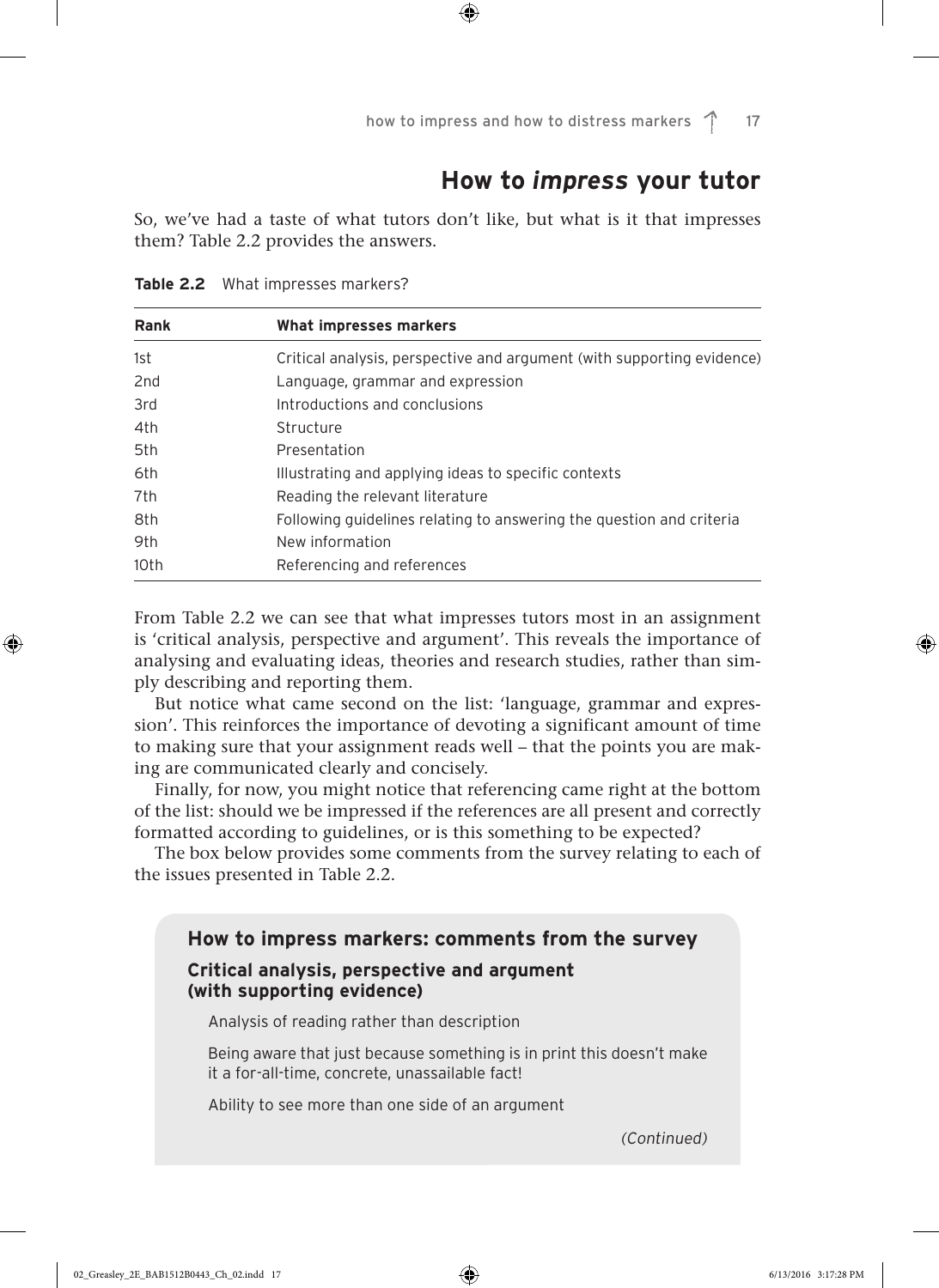## How to *impress* your tutor

So, we've had a taste of what tutors don't like, but what is it that impresses them? Table 2.2 provides the answers.

**Table 2.2** What impresses markers?

| Rank | What impresses markers |
|---|---|
| 1st | Critical analysis, perspective and argument (with supporting evidence) |
| 2nd | Language, grammar and expression |
| 3rd | Introductions and conclusions |
| 4th | Structure |
| 5th | Presentation |
| 6th | Illustrating and applying ideas to specific contexts |
| 7th | Reading the relevant literature |
| 8th | Following guidelines relating to answering the question and criteria |
| 9th | New information |
| 10th | Referencing and references |

From Table 2.2 we can see that what impresses tutors most in an assignment is 'critical analysis, perspective and argument'. This reveals the importance of analysing and evaluating ideas, theories and research studies, rather than simply describing and reporting them.

But notice what came second on the list: 'language, grammar and expression'. This reinforces the importance of devoting a significant amount of time to making sure that your assignment reads well – that the points you are making are communicated clearly and concisely.

Finally, for now, you might notice that referencing came right at the bottom of the list: should we be impressed if the references are all present and correctly formatted according to guidelines, or is this something to be expected?

The box below provides some comments from the survey relating to each of the issues presented in Table 2.2.

### How to impress markers: comments from the survey

#### Critical analysis, perspective and argument (with supporting evidence)

Analysis of reading rather than description

Being aware that just because something is in print this doesn't make it a for-all-time, concrete, unassailable fact!

Ability to see more than one side of an argument

*(Continued)*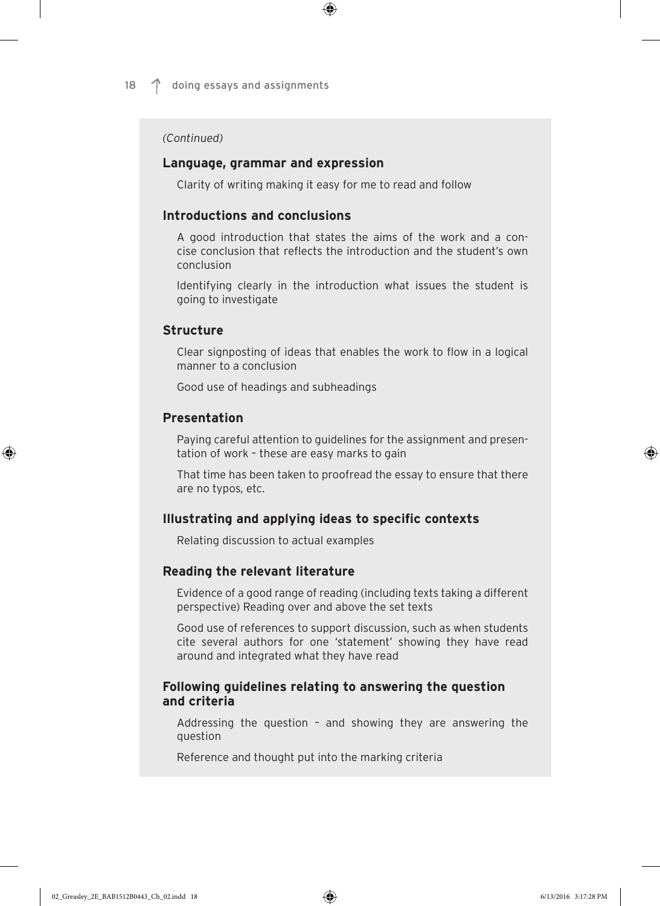*(Continued)*

**Language, grammar and expression**

Clarity of writing making it easy for me to read and follow

**Introductions and conclusions**

A good introduction that states the aims of the work and a concise conclusion that reflects the introduction and the student's own conclusion

Identifying clearly in the introduction what issues the student is going to investigate

**Structure**

Clear signposting of ideas that enables the work to flow in a logical manner to a conclusion

Good use of headings and subheadings

**Presentation**

Paying careful attention to guidelines for the assignment and presentation of work – these are easy marks to gain

That time has been taken to proofread the essay to ensure that there are no typos, etc.

**Illustrating and applying ideas to specific contexts**

Relating discussion to actual examples

**Reading the relevant literature**

Evidence of a good range of reading (including texts taking a different perspective) Reading over and above the set texts

Good use of references to support discussion, such as when students cite several authors for one 'statement' showing they have read around and integrated what they have read

**Following guidelines relating to answering the question and criteria**

Addressing the question – and showing they are answering the question

Reference and thought put into the marking criteria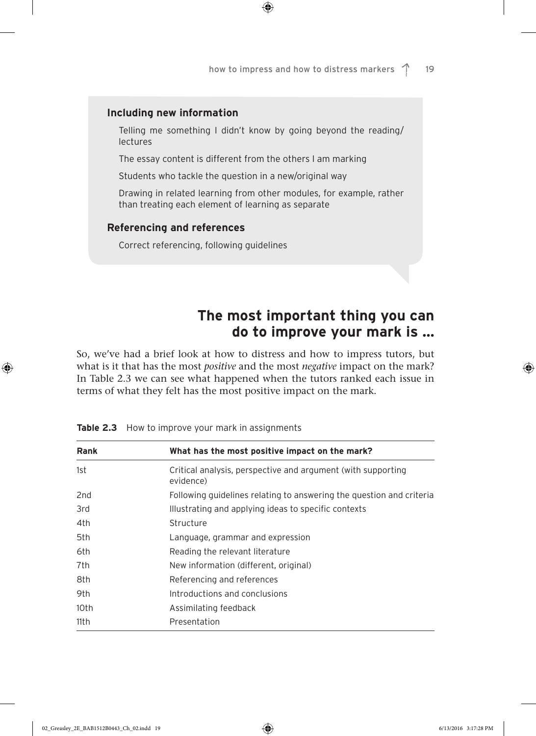### Including new information

Telling me something I didn't know by going beyond the reading/lectures

The essay content is different from the others I am marking

Students who tackle the question in a new/original way

Drawing in related learning from other modules, for example, rather than treating each element of learning as separate

### Referencing and references

Correct referencing, following guidelines

## The most important thing you can do to improve your mark is …

So, we've had a brief look at how to distress and how to impress tutors, but what is it that has the most *positive* and the most *negative* impact on the mark? In Table 2.3 we can see what happened when the tutors ranked each issue in terms of what they felt has the most positive impact on the mark.

**Table 2.3** How to improve your mark in assignments

| Rank | What has the most positive impact on the mark? |
| --- | --- |
| 1st | Critical analysis, perspective and argument (with supporting evidence) |
| 2nd | Following guidelines relating to answering the question and criteria |
| 3rd | Illustrating and applying ideas to specific contexts |
| 4th | Structure |
| 5th | Language, grammar and expression |
| 6th | Reading the relevant literature |
| 7th | New information (different, original) |
| 8th | Referencing and references |
| 9th | Introductions and conclusions |
| 10th | Assimilating feedback |
| 11th | Presentation |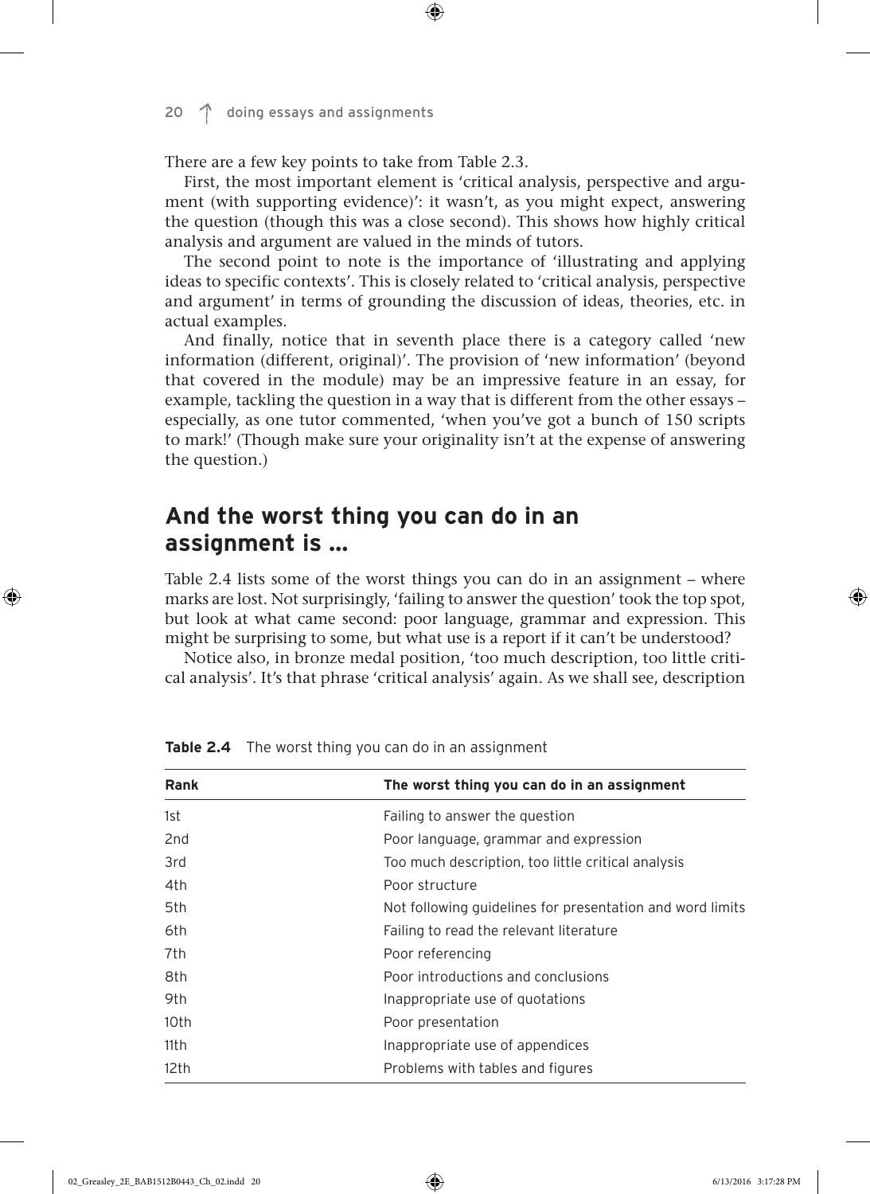There are a few key points to take from Table 2.3.

First, the most important element is 'critical analysis, perspective and argument (with supporting evidence)': it wasn't, as you might expect, answering the question (though this was a close second). This shows how highly critical analysis and argument are valued in the minds of tutors.

The second point to note is the importance of 'illustrating and applying ideas to specific contexts'. This is closely related to 'critical analysis, perspective and argument' in terms of grounding the discussion of ideas, theories, etc. in actual examples.

And finally, notice that in seventh place there is a category called 'new information (different, original)'. The provision of 'new information' (beyond that covered in the module) may be an impressive feature in an essay, for example, tackling the question in a way that is different from the other essays – especially, as one tutor commented, 'when you've got a bunch of 150 scripts to mark!' (Though make sure your originality isn't at the expense of answering the question.)

## And the worst thing you can do in an assignment is ...

Table 2.4 lists some of the worst things you can do in an assignment – where marks are lost. Not surprisingly, 'failing to answer the question' took the top spot, but look at what came second: poor language, grammar and expression. This might be surprising to some, but what use is a report if it can't be understood?

Notice also, in bronze medal position, 'too much description, too little critical analysis'. It's that phrase 'critical analysis' again. As we shall see, description

**Table 2.4** The worst thing you can do in an assignment

| Rank | The worst thing you can do in an assignment |
|---|---|
| 1st | Failing to answer the question |
| 2nd | Poor language, grammar and expression |
| 3rd | Too much description, too little critical analysis |
| 4th | Poor structure |
| 5th | Not following guidelines for presentation and word limits |
| 6th | Failing to read the relevant literature |
| 7th | Poor referencing |
| 8th | Poor introductions and conclusions |
| 9th | Inappropriate use of quotations |
| 10th | Poor presentation |
| 11th | Inappropriate use of appendices |
| 12th | Problems with tables and figures |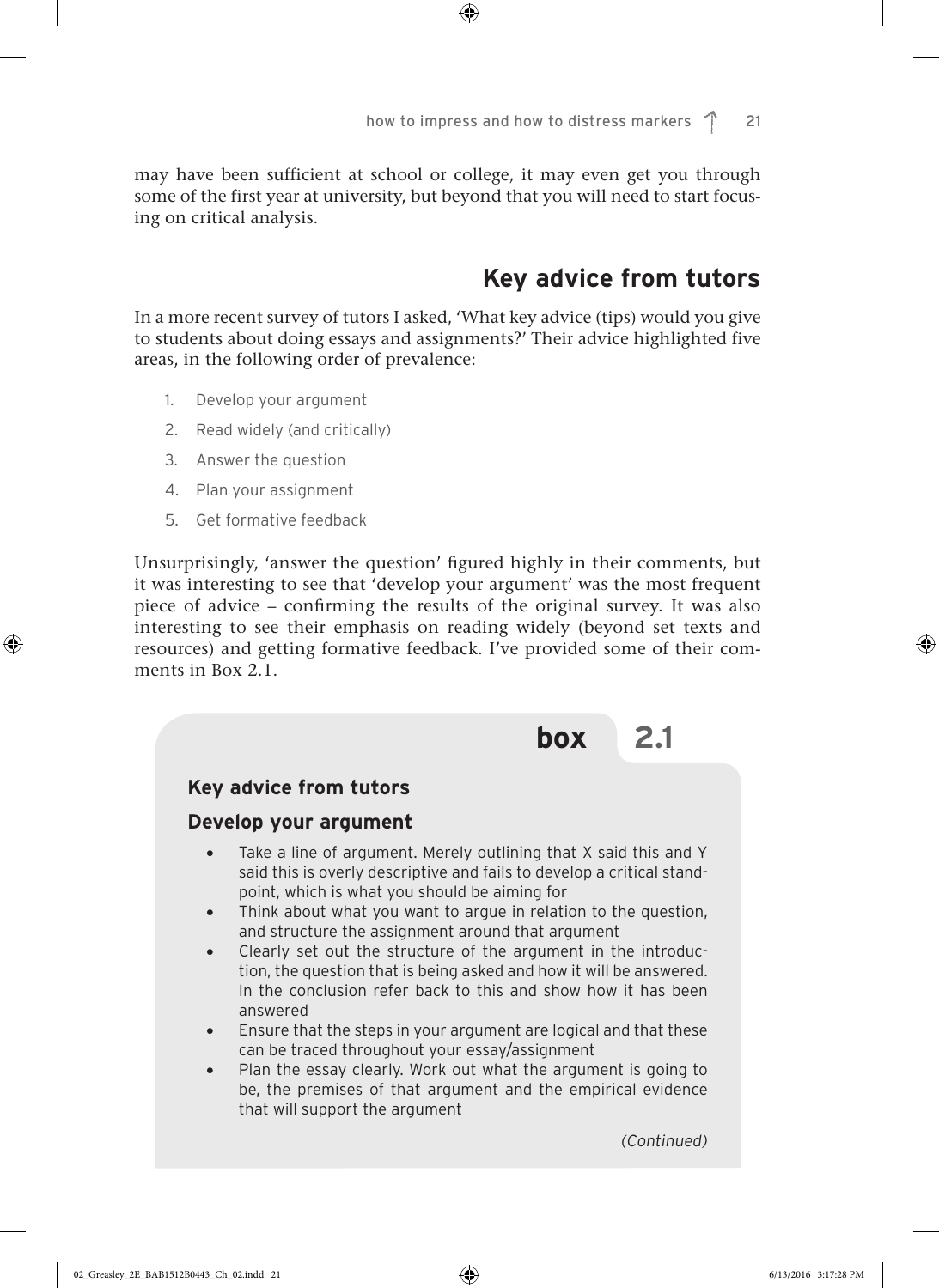may have been sufficient at school or college, it may even get you through some of the first year at university, but beyond that you will need to start focusing on critical analysis.

## Key advice from tutors

In a more recent survey of tutors I asked, 'What key advice (tips) would you give to students about doing essays and assignments?' Their advice highlighted five areas, in the following order of prevalence:

1. Develop your argument
2. Read widely (and critically)
3. Answer the question
4. Plan your assignment
5. Get formative feedback

Unsurprisingly, 'answer the question' figured highly in their comments, but it was interesting to see that 'develop your argument' was the most frequent piece of advice – confirming the results of the original survey. It was also interesting to see their emphasis on reading widely (beyond set texts and resources) and getting formative feedback. I've provided some of their comments in Box 2.1.

**box 2.1**

### Key advice from tutors

#### Develop your argument

- Take a line of argument. Merely outlining that X said this and Y said this is overly descriptive and fails to develop a critical standpoint, which is what you should be aiming for
- Think about what you want to argue in relation to the question, and structure the assignment around that argument
- Clearly set out the structure of the argument in the introduction, the question that is being asked and how it will be answered. In the conclusion refer back to this and show how it has been answered
- Ensure that the steps in your argument are logical and that these can be traced throughout your essay/assignment
- Plan the essay clearly. Work out what the argument is going to be, the premises of that argument and the empirical evidence that will support the argument

*(Continued)*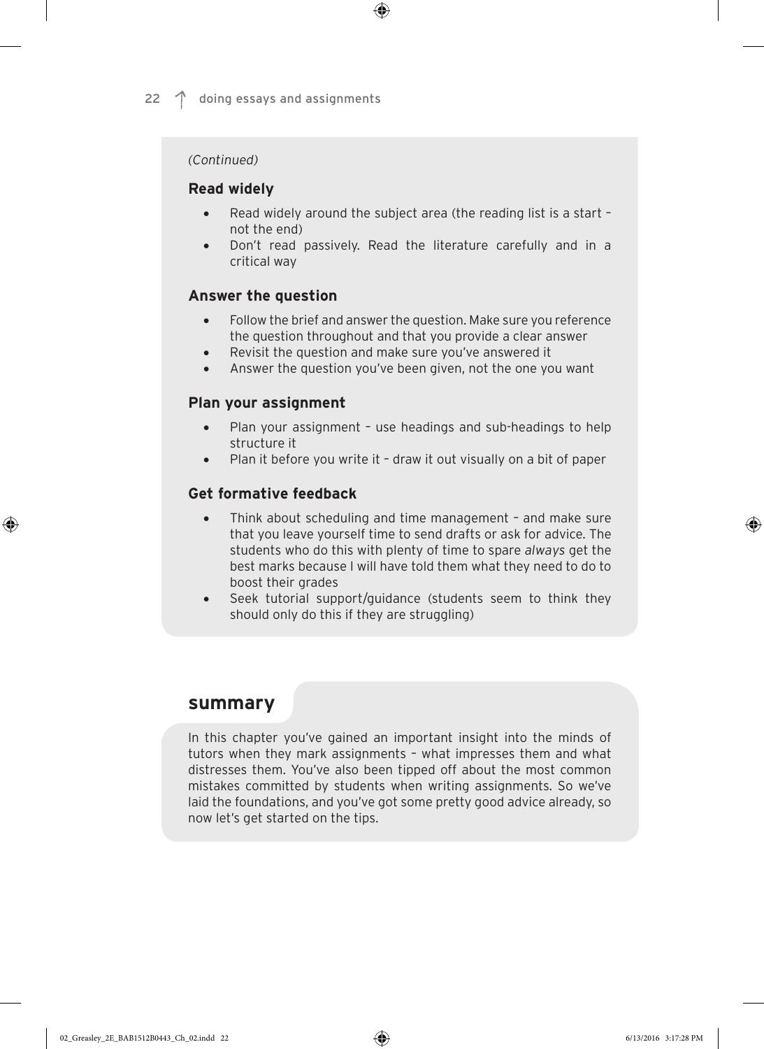*(Continued)*

### Read widely

- Read widely around the subject area (the reading list is a start – not the end)
- Don't read passively. Read the literature carefully and in a critical way

### Answer the question

- Follow the brief and answer the question. Make sure you reference the question throughout and that you provide a clear answer
- Revisit the question and make sure you've answered it
- Answer the question you've been given, not the one you want

### Plan your assignment

- Plan your assignment – use headings and sub-headings to help structure it
- Plan it before you write it – draw it out visually on a bit of paper

### Get formative feedback

- Think about scheduling and time management – and make sure that you leave yourself time to send drafts or ask for advice. The students who do this with plenty of time to spare *always* get the best marks because I will have told them what they need to do to boost their grades
- Seek tutorial support/guidance (students seem to think they should only do this if they are struggling)

## summary

In this chapter you've gained an important insight into the minds of tutors when they mark assignments – what impresses them and what distresses them. You've also been tipped off about the most common mistakes committed by students when writing assignments. So we've laid the foundations, and you've got some pretty good advice already, so now let's get started on the tips.